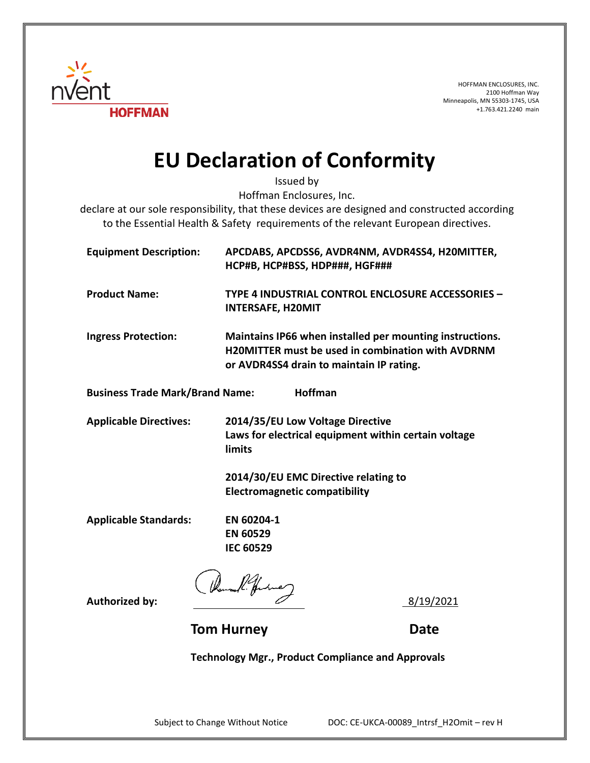nVent HOFFMAN

HOFFMAN ENCLOSURES, INC.
2100 Hoffman Way
Minneapolis, MN 55303-1745, USA
+1.763.421.2240 main

# EU Declaration of Conformity

Issued by
Hoffman Enclosures, Inc.
declare at our sole responsibility, that these devices are designed and constructed according to the Essential Health & Safety requirements of the relevant European directives.

**Equipment Description:** **APCDABS, APCDSS6, AVDR4NM, AVDR4SS4, H20MITTER, HCP#B, HCP#BSS, HDP###, HGF###**

**Product Name:** **TYPE 4 INDUSTRIAL CONTROL ENCLOSURE ACCESSORIES – INTERSAFE, H20MIT**

**Ingress Protection:** **Maintains IP66 when installed per mounting instructions. H20MITTER must be used in combination with AVDRNM or AVDR4SS4 drain to maintain IP rating.**

**Business Trade Mark/Brand Name:** **Hoffman**

**Applicable Directives:** **2014/35/EU Low Voltage Directive**
**Laws for electrical equipment within certain voltage limits**

**2014/30/EU EMC Directive relating to Electromagnetic compatibility**

**Applicable Standards:** **EN 60204-1**
**EN 60529**
**IEC 60529**

**Authorized by:** ____________________ 8/19/2021

**Tom Hurney** **Date**

**Technology Mgr., Product Compliance and Approvals**

Subject to Change Without Notice DOC: CE-UKCA-00089_Intrsf_H2Omit – rev H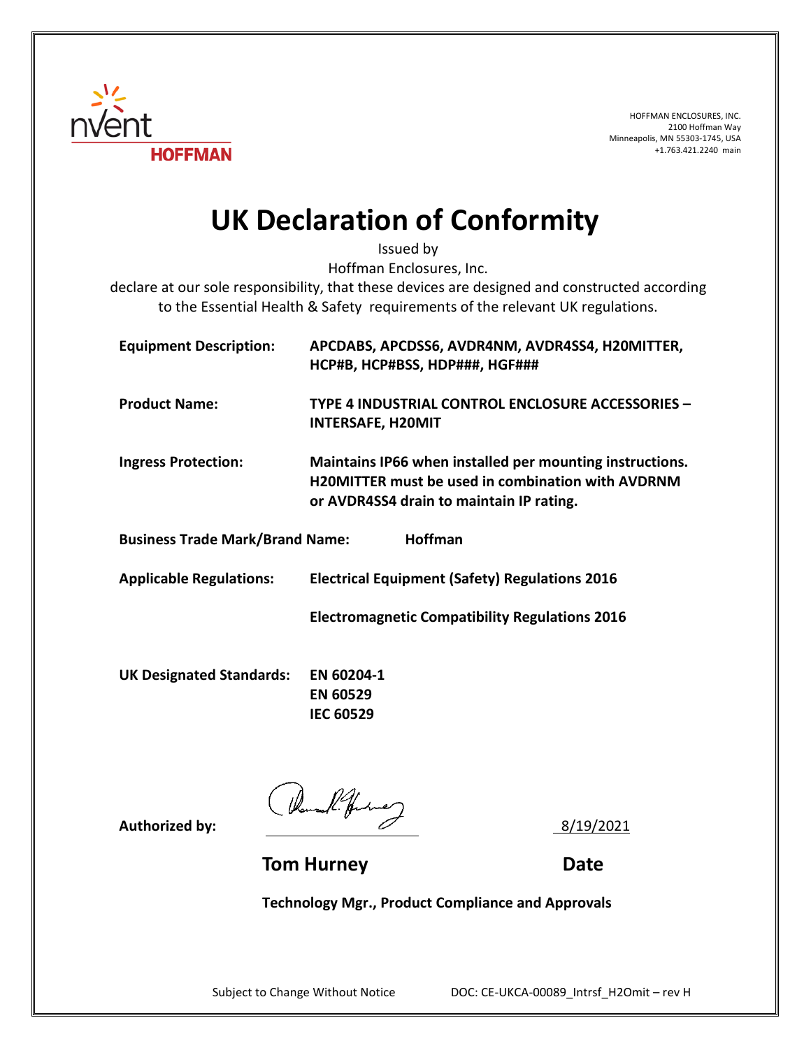HOFFMAN ENCLOSURES, INC.
2100 Hoffman Way
Minneapolis, MN 55303-1745, USA
+1.763.421.2240 main

# UK Declaration of Conformity

Issued by
Hoffman Enclosures, Inc.
declare at our sole responsibility, that these devices are designed and constructed according to the Essential Health & Safety requirements of the relevant UK regulations.

**Equipment Description:** **APCDABS, APCDSS6, AVDR4NM, AVDR4SS4, H20MITTER, HCP#B, HCP#BSS, HDP###, HGF###**

**Product Name:** **TYPE 4 INDUSTRIAL CONTROL ENCLOSURE ACCESSORIES – INTERSAFE, H20MIT**

**Ingress Protection:** **Maintains IP66 when installed per mounting instructions. H20MITTER must be used in combination with AVDRNM or AVDR4SS4 drain to maintain IP rating.**

**Business Trade Mark/Brand Name:** **Hoffman**

**Applicable Regulations:** **Electrical Equipment (Safety) Regulations 2016**

**Electromagnetic Compatibility Regulations 2016**

**UK Designated Standards:** **EN 60204-1**
**EN 60529**
**IEC 60529**

**Authorized by:** 8/19/2021

**Tom Hurney** **Date**

**Technology Mgr., Product Compliance and Approvals**

Subject to Change Without Notice DOC: CE-UKCA-00089_Intrsf_H2Omit – rev H